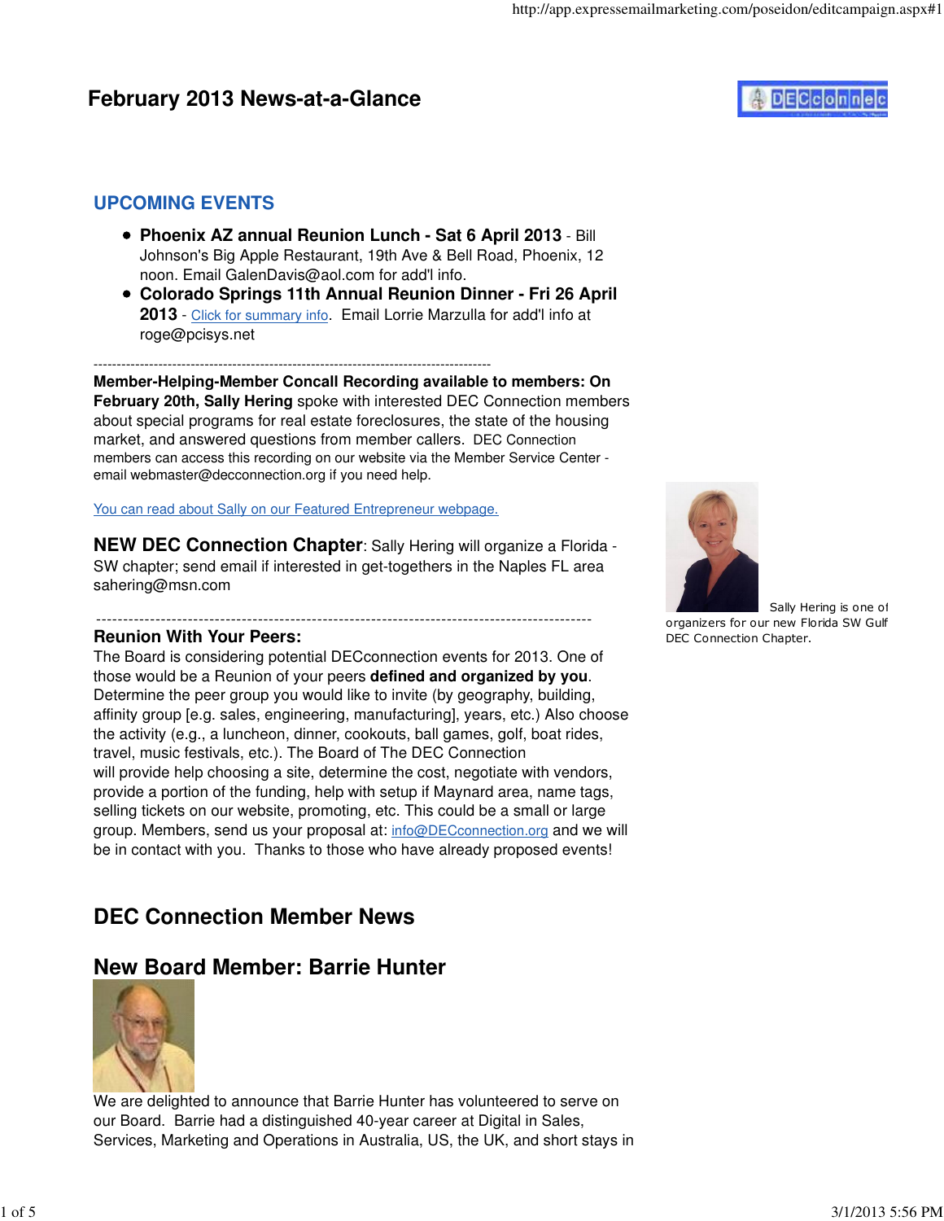# February 2013 News-at-a-Glance

## UPCOMING EVENTS

- **Phoenix AZ annual Reunion Lunch - Sat 6 April 2013** - Bill Johnson's Big Apple Restaurant, 19th Ave & Bell Road, Phoenix, 12 noon. Email GalenDavis@aol.com for add'l info.
- **Colorado Springs 11th Annual Reunion Dinner - Fri 26 April 2013** - Click for summary info. Email Lorrie Marzulla for add'l info at roge@pcisys.net

---

**Member-Helping-Member Concall Recording available to members: On February 20th, Sally Hering** spoke with interested DEC Connection members about special programs for real estate foreclosures, the state of the housing market, and answered questions from member callers. DEC Connection members can access this recording on our website via the Member Service Center - email webmaster@decconnection.org if you need help.

You can read about Sally on our Featured Entrepreneur webpage.

**NEW DEC Connection Chapter**: Sally Hering will organize a Florida - SW chapter; send email if interested in get-togethers in the Naples FL area sahering@msn.com

Sally Hering is one of organizers for our new Florida SW Gulf DEC Connection Chapter.

---

**Reunion With Your Peers:**
The Board is considering potential DECconnection events for 2013. One of those would be a Reunion of your peers **defined and organized by you**. Determine the peer group you would like to invite (by geography, building, affinity group [e.g. sales, engineering, manufacturing], years, etc.) Also choose the activity (e.g., a luncheon, dinner, cookouts, ball games, golf, boat rides, travel, music festivals, etc.). The Board of The DEC Connection will provide help choosing a site, determine the cost, negotiate with vendors, provide a portion of the funding, help with setup if Maynard area, name tags, selling tickets on our website, promoting, etc. This could be a small or large group. Members, send us your proposal at: info@DECconnection.org and we will be in contact with you. Thanks to those who have already proposed events!

## DEC Connection Member News

## New Board Member: Barrie Hunter

We are delighted to announce that Barrie Hunter has volunteered to serve on our Board. Barrie had a distinguished 40-year career at Digital in Sales, Services, Marketing and Operations in Australia, US, the UK, and short stays in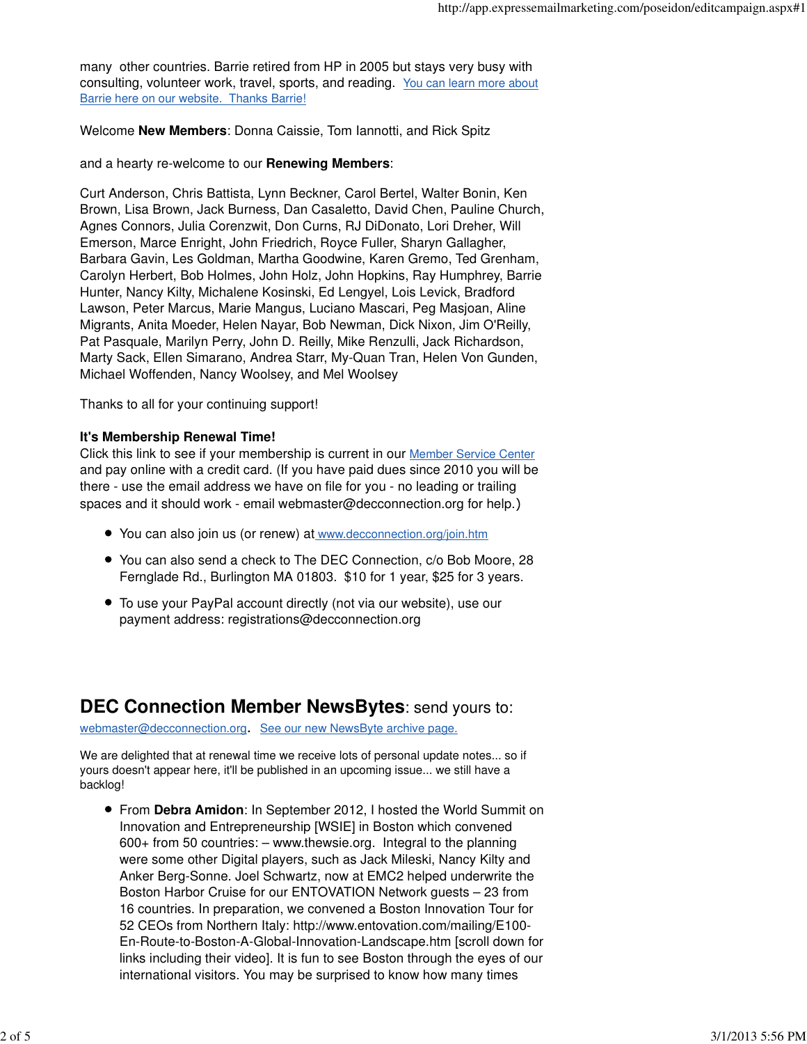many other countries. Barrie retired from HP in 2005 but stays very busy with consulting, volunteer work, travel, sports, and reading. [You can learn more about Barrie here on our website. Thanks Barrie!]

Welcome **New Members**: Donna Caissie, Tom Iannotti, and Rick Spitz

and a hearty re-welcome to our **Renewing Members**:

Curt Anderson, Chris Battista, Lynn Beckner, Carol Bertel, Walter Bonin, Ken Brown, Lisa Brown, Jack Burness, Dan Casaletto, David Chen, Pauline Church, Agnes Connors, Julia Corenzwit, Don Curns, RJ DiDonato, Lori Dreher, Will Emerson, Marce Enright, John Friedrich, Royce Fuller, Sharyn Gallagher, Barbara Gavin, Les Goldman, Martha Goodwine, Karen Gremo, Ted Grenham, Carolyn Herbert, Bob Holmes, John Holz, John Hopkins, Ray Humphrey, Barrie Hunter, Nancy Kilty, Michalene Kosinski, Ed Lengyel, Lois Levick, Bradford Lawson, Peter Marcus, Marie Mangus, Luciano Mascari, Peg Masjoan, Aline Migrants, Anita Moeder, Helen Nayar, Bob Newman, Dick Nixon, Jim O'Reilly, Pat Pasquale, Marilyn Perry, John D. Reilly, Mike Renzulli, Jack Richardson, Marty Sack, Ellen Simarano, Andrea Starr, My-Quan Tran, Helen Von Gunden, Michael Woffenden, Nancy Woolsey, and Mel Woolsey

Thanks to all for your continuing support!

**It's Membership Renewal Time!**
Click this link to see if your membership is current in our Member Service Center and pay online with a credit card. (If you have paid dues since 2010 you will be there - use the email address we have on file for you - no leading or trailing spaces and it should work - email webmaster@decconnection.org for help.)

- You can also join us (or renew) at www.decconnection.org/join.htm
- You can also send a check to The DEC Connection, c/o Bob Moore, 28 Fernglade Rd., Burlington MA 01803. $10 for 1 year, $25 for 3 years.
- To use your PayPal account directly (not via our website), use our payment address: registrations@decconnection.org

## DEC Connection Member NewsBytes: send yours to:

webmaster@decconnection.org. See our new NewsByte archive page.

We are delighted that at renewal time we receive lots of personal update notes... so if yours doesn't appear here, it'll be published in an upcoming issue... we still have a backlog!

- From **Debra Amidon**: In September 2012, I hosted the World Summit on Innovation and Entrepreneurship [WSIE] in Boston which convened 600+ from 50 countries: – www.thewsie.org. Integral to the planning were some other Digital players, such as Jack Mileski, Nancy Kilty and Anker Berg-Sonne. Joel Schwartz, now at EMC2 helped underwrite the Boston Harbor Cruise for our ENTOVATION Network guests – 23 from 16 countries. In preparation, we convened a Boston Innovation Tour for 52 CEOs from Northern Italy: http://www.entovation.com/mailing/E100-En-Route-to-Boston-A-Global-Innovation-Landscape.htm [scroll down for links including their video]. It is fun to see Boston through the eyes of our international visitors. You may be surprised to know how many times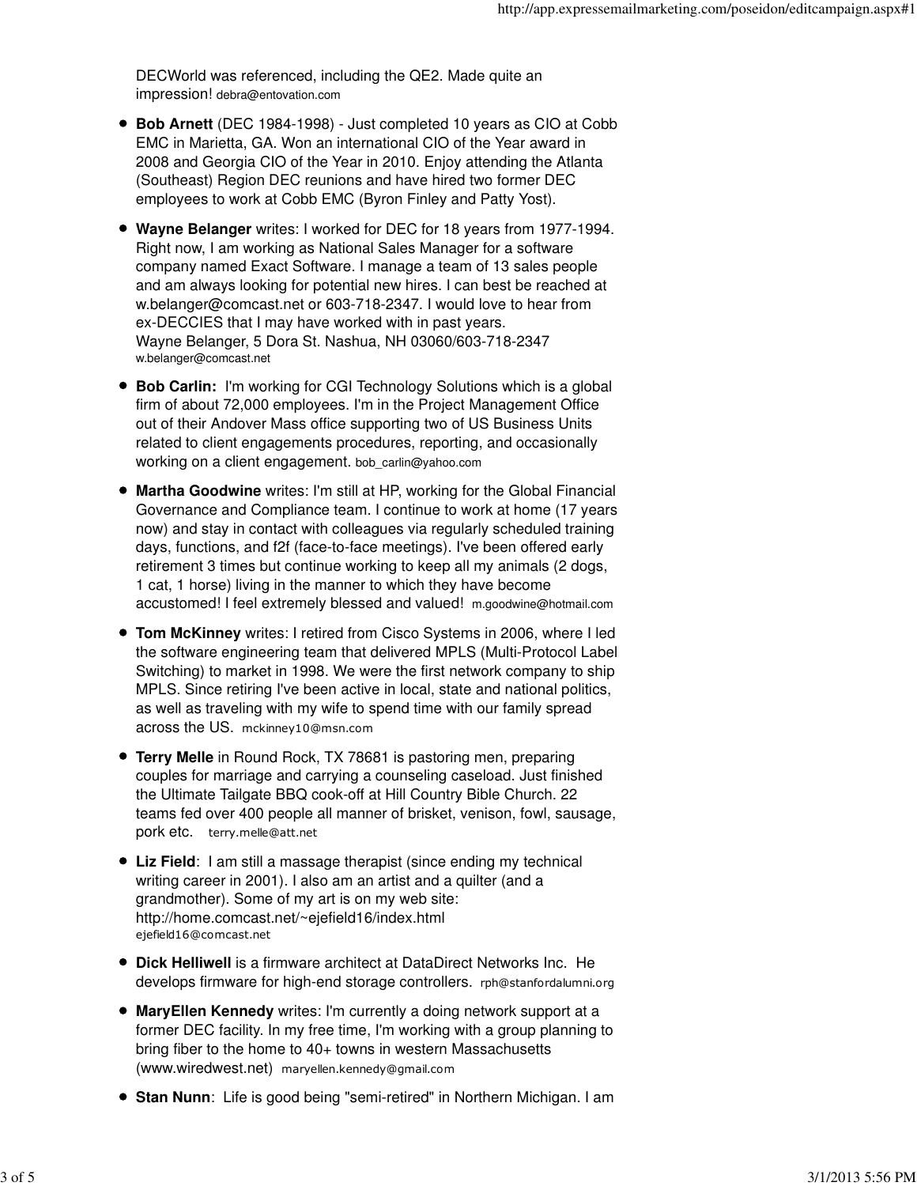DECWorld was referenced, including the QE2. Made quite an impression! debra@entovation.com

- **Bob Arnett** (DEC 1984-1998) - Just completed 10 years as CIO at Cobb EMC in Marietta, GA. Won an international CIO of the Year award in 2008 and Georgia CIO of the Year in 2010. Enjoy attending the Atlanta (Southeast) Region DEC reunions and have hired two former DEC employees to work at Cobb EMC (Byron Finley and Patty Yost).
- **Wayne Belanger** writes: I worked for DEC for 18 years from 1977-1994. Right now, I am working as National Sales Manager for a software company named Exact Software. I manage a team of 13 sales people and am always looking for potential new hires. I can best be reached at w.belanger@comcast.net or 603-718-2347. I would love to hear from ex-DECCIES that I may have worked with in past years.
  Wayne Belanger, 5 Dora St. Nashua, NH 03060/603-718-2347
  w.belanger@comcast.net
- **Bob Carlin:** I'm working for CGI Technology Solutions which is a global firm of about 72,000 employees. I'm in the Project Management Office out of their Andover Mass office supporting two of US Business Units related to client engagements procedures, reporting, and occasionally working on a client engagement. bob_carlin@yahoo.com
- **Martha Goodwine** writes: I'm still at HP, working for the Global Financial Governance and Compliance team. I continue to work at home (17 years now) and stay in contact with colleagues via regularly scheduled training days, functions, and f2f (face-to-face meetings). I've been offered early retirement 3 times but continue working to keep all my animals (2 dogs, 1 cat, 1 horse) living in the manner to which they have become accustomed! I feel extremely blessed and valued! m.goodwine@hotmail.com
- **Tom McKinney** writes: I retired from Cisco Systems in 2006, where I led the software engineering team that delivered MPLS (Multi-Protocol Label Switching) to market in 1998. We were the first network company to ship MPLS. Since retiring I've been active in local, state and national politics, as well as traveling with my wife to spend time with our family spread across the US. mckinney10@msn.com
- **Terry Melle** in Round Rock, TX 78681 is pastoring men, preparing couples for marriage and carrying a counseling caseload. Just finished the Ultimate Tailgate BBQ cook-off at Hill Country Bible Church. 22 teams fed over 400 people all manner of brisket, venison, fowl, sausage, pork etc. terry.melle@att.net
- **Liz Field**: I am still a massage therapist (since ending my technical writing career in 2001). I also am an artist and a quilter (and a grandmother). Some of my art is on my web site: http://home.comcast.net/~ejefield16/index.html
  ejefield16@comcast.net
- **Dick Helliwell** is a firmware architect at DataDirect Networks Inc. He develops firmware for high-end storage controllers. rph@stanfordalumni.org
- **MaryEllen Kennedy** writes: I'm currently a doing network support at a former DEC facility. In my free time, I'm working with a group planning to bring fiber to the home to 40+ towns in western Massachusetts (www.wiredwest.net) maryellen.kennedy@gmail.com
- **Stan Nunn**: Life is good being "semi-retired" in Northern Michigan. I am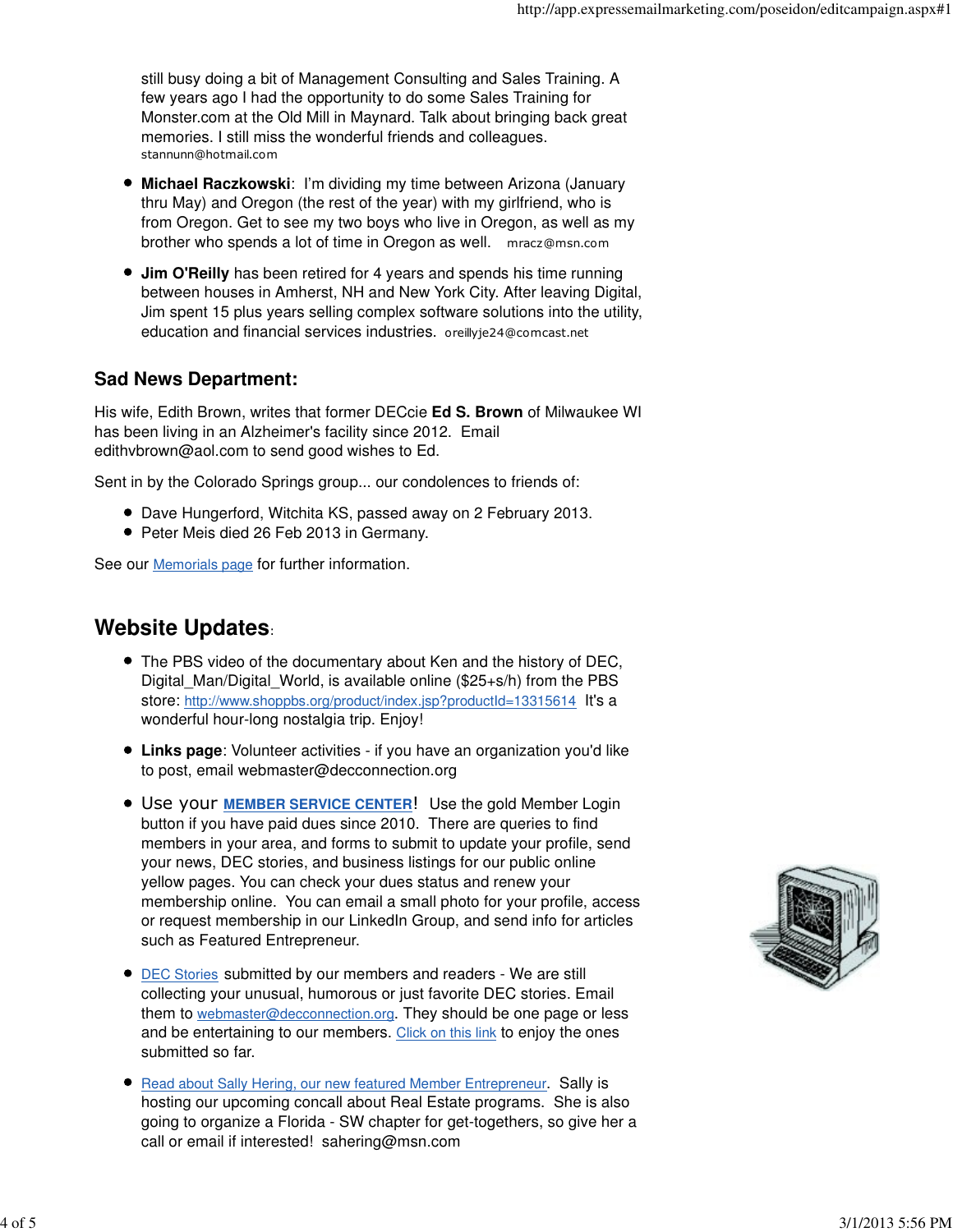still busy doing a bit of Management Consulting and Sales Training. A few years ago I had the opportunity to do some Sales Training for Monster.com at the Old Mill in Maynard. Talk about bringing back great memories. I still miss the wonderful friends and colleagues. stannunn@hotmail.com

- **Michael Raczkowski**: I'm dividing my time between Arizona (January thru May) and Oregon (the rest of the year) with my girlfriend, who is from Oregon. Get to see my two boys who live in Oregon, as well as my brother who spends a lot of time in Oregon as well. mracz@msn.com
- **Jim O'Reilly** has been retired for 4 years and spends his time running between houses in Amherst, NH and New York City. After leaving Digital, Jim spent 15 plus years selling complex software solutions into the utility, education and financial services industries. oreillyje24@comcast.net

## Sad News Department:

His wife, Edith Brown, writes that former DECcie **Ed S. Brown** of Milwaukee WI has been living in an Alzheimer's facility since 2012. Email edithvbrown@aol.com to send good wishes to Ed.

Sent in by the Colorado Springs group... our condolences to friends of:

- Dave Hungerford, Witchita KS, passed away on 2 February 2013.
- Peter Meis died 26 Feb 2013 in Germany.

See our Memorials page for further information.

## Website Updates:

- The PBS video of the documentary about Ken and the history of DEC, Digital_Man/Digital_World, is available online ($25+s/h) from the PBS store: http://www.shoppbs.org/product/index.jsp?productId=13315614 It's a wonderful hour-long nostalgia trip. Enjoy!
- **Links page**: Volunteer activities - if you have an organization you'd like to post, email webmaster@decconnection.org
- Use your **MEMBER SERVICE CENTER**! Use the gold Member Login button if you have paid dues since 2010. There are queries to find members in your area, and forms to submit to update your profile, send your news, DEC stories, and business listings for our public online yellow pages. You can check your dues status and renew your membership online. You can email a small photo for your profile, access or request membership in our LinkedIn Group, and send info for articles such as Featured Entrepreneur.
- DEC Stories submitted by our members and readers - We are still collecting your unusual, humorous or just favorite DEC stories. Email them to webmaster@decconnection.org. They should be one page or less and be entertaining to our members. Click on this link to enjoy the ones submitted so far.
- Read about Sally Hering, our new featured Member Entrepreneur. Sally is hosting our upcoming concall about Real Estate programs. She is also going to organize a Florida - SW chapter for get-togethers, so give her a call or email if interested! sahering@msn.com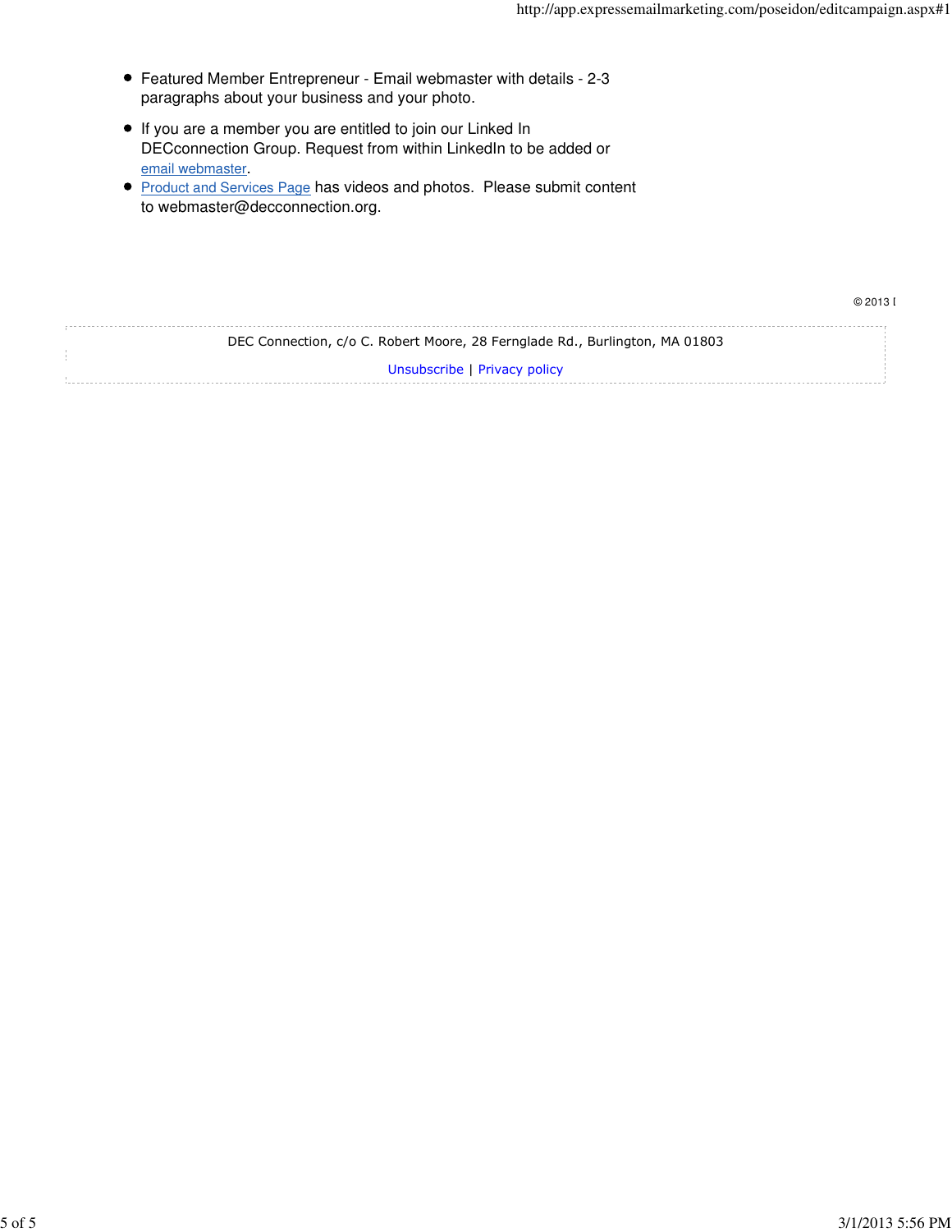- Featured Member Entrepreneur - Email webmaster with details - 2-3 paragraphs about your business and your photo.
- If you are a member you are entitled to join our Linked In DECconnection Group. Request from within LinkedIn to be added or email webmaster.
- Product and Services Page has videos and photos. Please submit content to webmaster@decconnection.org.

© 2013 I

DEC Connection, c/o C. Robert Moore, 28 Fernglade Rd., Burlington, MA 01803

Unsubscribe | Privacy policy